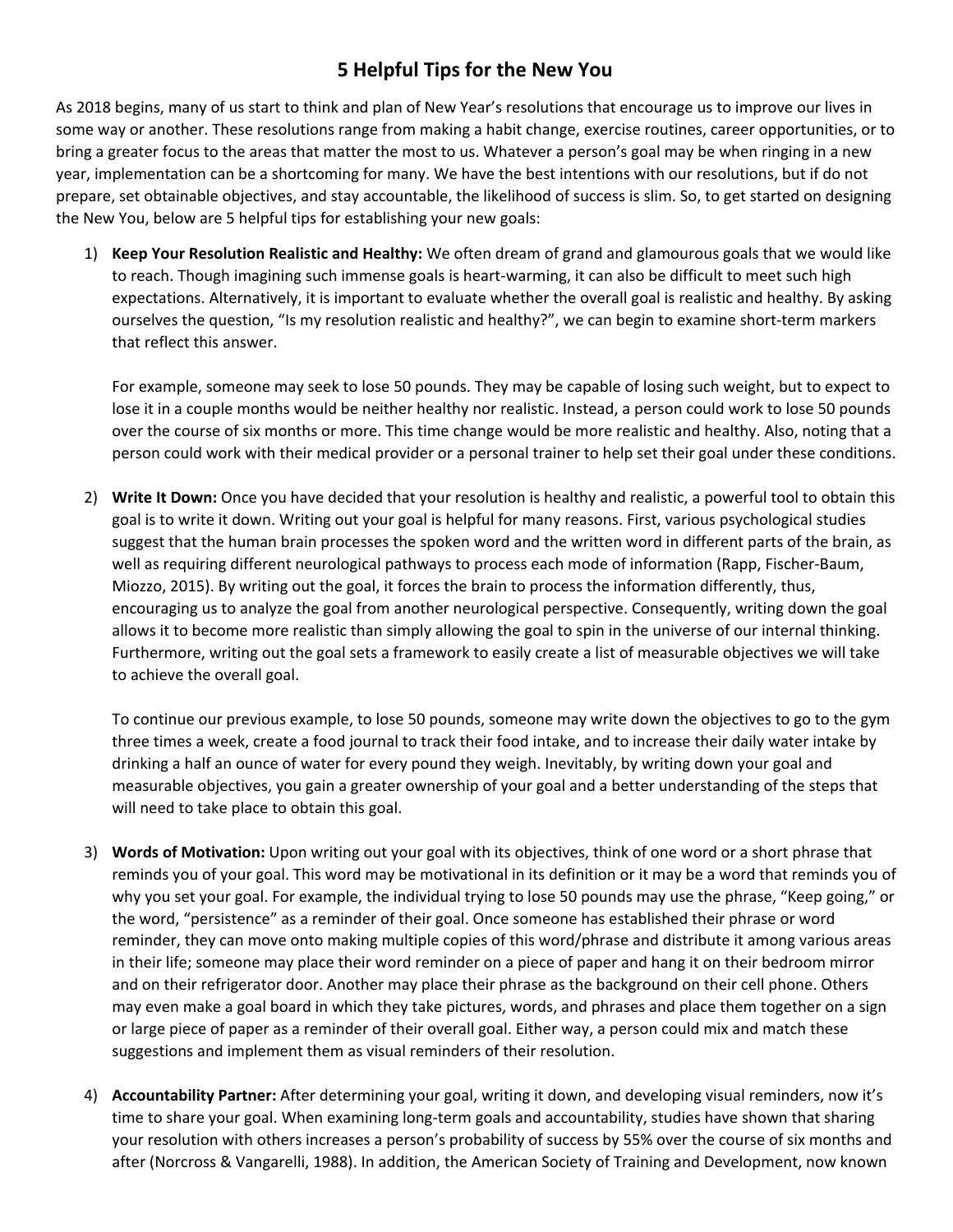# 5 Helpful Tips for the New You

As 2018 begins, many of us start to think and plan of New Year's resolutions that encourage us to improve our lives in some way or another. These resolutions range from making a habit change, exercise routines, career opportunities, or to bring a greater focus to the areas that matter the most to us. Whatever a person's goal may be when ringing in a new year, implementation can be a shortcoming for many. We have the best intentions with our resolutions, but if do not prepare, set obtainable objectives, and stay accountable, the likelihood of success is slim. So, to get started on designing the New You, below are 5 helpful tips for establishing your new goals:

1) **Keep Your Resolution Realistic and Healthy:** We often dream of grand and glamourous goals that we would like to reach. Though imagining such immense goals is heart-warming, it can also be difficult to meet such high expectations. Alternatively, it is important to evaluate whether the overall goal is realistic and healthy. By asking ourselves the question, "Is my resolution realistic and healthy?", we can begin to examine short-term markers that reflect this answer.

   For example, someone may seek to lose 50 pounds. They may be capable of losing such weight, but to expect to lose it in a couple months would be neither healthy nor realistic. Instead, a person could work to lose 50 pounds over the course of six months or more. This time change would be more realistic and healthy. Also, noting that a person could work with their medical provider or a personal trainer to help set their goal under these conditions.

2) **Write It Down:** Once you have decided that your resolution is healthy and realistic, a powerful tool to obtain this goal is to write it down. Writing out your goal is helpful for many reasons. First, various psychological studies suggest that the human brain processes the spoken word and the written word in different parts of the brain, as well as requiring different neurological pathways to process each mode of information (Rapp, Fischer-Baum, Miozzo, 2015). By writing out the goal, it forces the brain to process the information differently, thus, encouraging us to analyze the goal from another neurological perspective. Consequently, writing down the goal allows it to become more realistic than simply allowing the goal to spin in the universe of our internal thinking. Furthermore, writing out the goal sets a framework to easily create a list of measurable objectives we will take to achieve the overall goal.

   To continue our previous example, to lose 50 pounds, someone may write down the objectives to go to the gym three times a week, create a food journal to track their food intake, and to increase their daily water intake by drinking a half an ounce of water for every pound they weigh. Inevitably, by writing down your goal and measurable objectives, you gain a greater ownership of your goal and a better understanding of the steps that will need to take place to obtain this goal.

3) **Words of Motivation:** Upon writing out your goal with its objectives, think of one word or a short phrase that reminds you of your goal. This word may be motivational in its definition or it may be a word that reminds you of why you set your goal. For example, the individual trying to lose 50 pounds may use the phrase, "Keep going," or the word, "persistence" as a reminder of their goal. Once someone has established their phrase or word reminder, they can move onto making multiple copies of this word/phrase and distribute it among various areas in their life; someone may place their word reminder on a piece of paper and hang it on their bedroom mirror and on their refrigerator door. Another may place their phrase as the background on their cell phone. Others may even make a goal board in which they take pictures, words, and phrases and place them together on a sign or large piece of paper as a reminder of their overall goal. Either way, a person could mix and match these suggestions and implement them as visual reminders of their resolution.

4) **Accountability Partner:** After determining your goal, writing it down, and developing visual reminders, now it's time to share your goal. When examining long-term goals and accountability, studies have shown that sharing your resolution with others increases a person's probability of success by 55% over the course of six months and after (Norcross & Vangarelli, 1988). In addition, the American Society of Training and Development, now known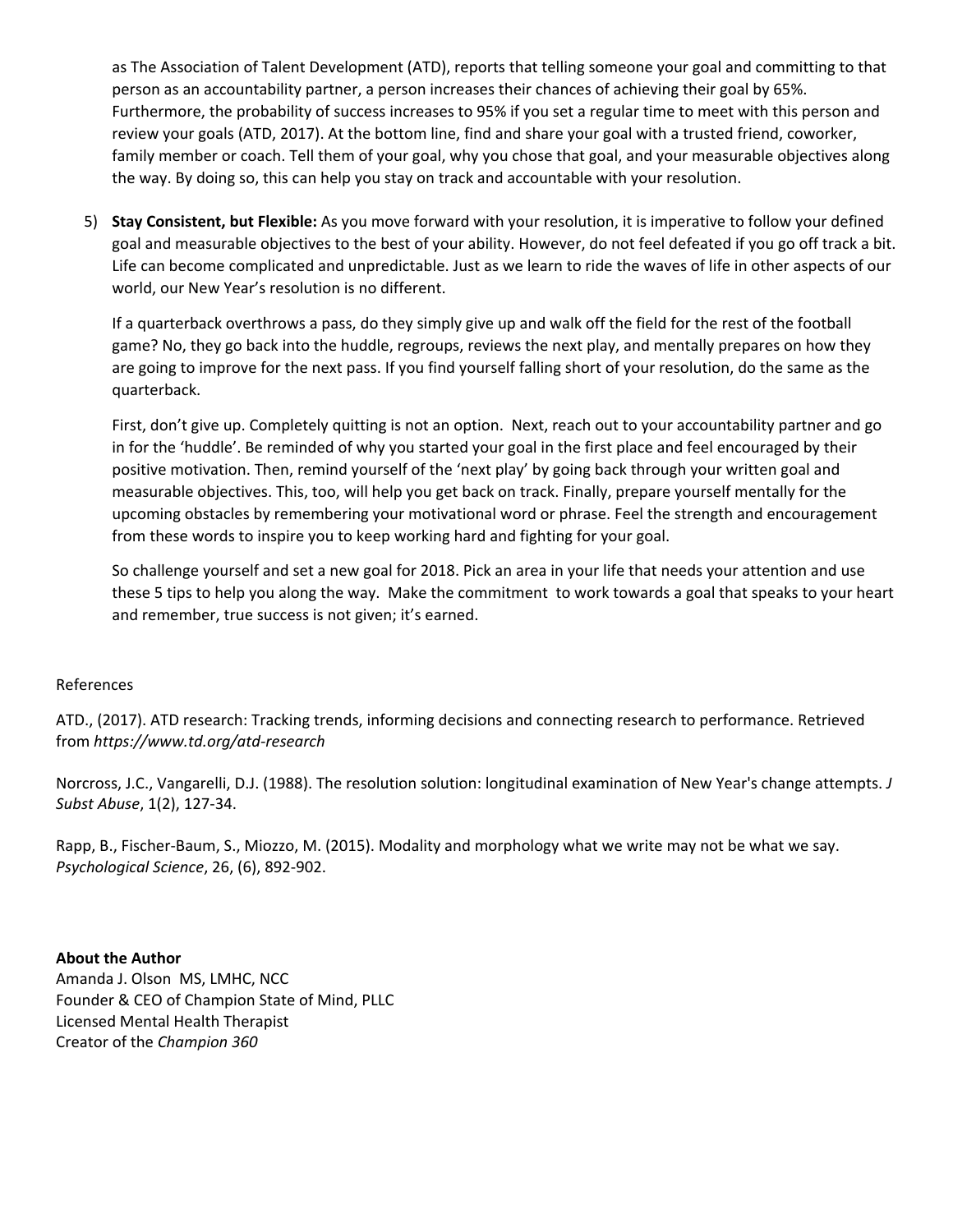as The Association of Talent Development (ATD), reports that telling someone your goal and committing to that person as an accountability partner, a person increases their chances of achieving their goal by 65%. Furthermore, the probability of success increases to 95% if you set a regular time to meet with this person and review your goals (ATD, 2017). At the bottom line, find and share your goal with a trusted friend, coworker, family member or coach. Tell them of your goal, why you chose that goal, and your measurable objectives along the way. By doing so, this can help you stay on track and accountable with your resolution.

5) **Stay Consistent, but Flexible:** As you move forward with your resolution, it is imperative to follow your defined goal and measurable objectives to the best of your ability. However, do not feel defeated if you go off track a bit. Life can become complicated and unpredictable. Just as we learn to ride the waves of life in other aspects of our world, our New Year's resolution is no different.

   If a quarterback overthrows a pass, do they simply give up and walk off the field for the rest of the football game? No, they go back into the huddle, regroups, reviews the next play, and mentally prepares on how they are going to improve for the next pass. If you find yourself falling short of your resolution, do the same as the quarterback.

   First, don't give up. Completely quitting is not an option. Next, reach out to your accountability partner and go in for the 'huddle'. Be reminded of why you started your goal in the first place and feel encouraged by their positive motivation. Then, remind yourself of the 'next play' by going back through your written goal and measurable objectives. This, too, will help you get back on track. Finally, prepare yourself mentally for the upcoming obstacles by remembering your motivational word or phrase. Feel the strength and encouragement from these words to inspire you to keep working hard and fighting for your goal.

   So challenge yourself and set a new goal for 2018. Pick an area in your life that needs your attention and use these 5 tips to help you along the way. Make the commitment to work towards a goal that speaks to your heart and remember, true success is not given; it's earned.

References

ATD., (2017). ATD research: Tracking trends, informing decisions and connecting research to performance. Retrieved from *https://www.td.org/atd-research*

Norcross, J.C., Vangarelli, D.J. (1988). The resolution solution: longitudinal examination of New Year's change attempts. *J Subst Abuse*, 1(2), 127-34.

Rapp, B., Fischer-Baum, S., Miozzo, M. (2015). Modality and morphology what we write may not be what we say. *Psychological Science*, 26, (6), 892-902.

**About the Author**
Amanda J. Olson MS, LMHC, NCC
Founder & CEO of Champion State of Mind, PLLC
Licensed Mental Health Therapist
Creator of the *Champion 360*